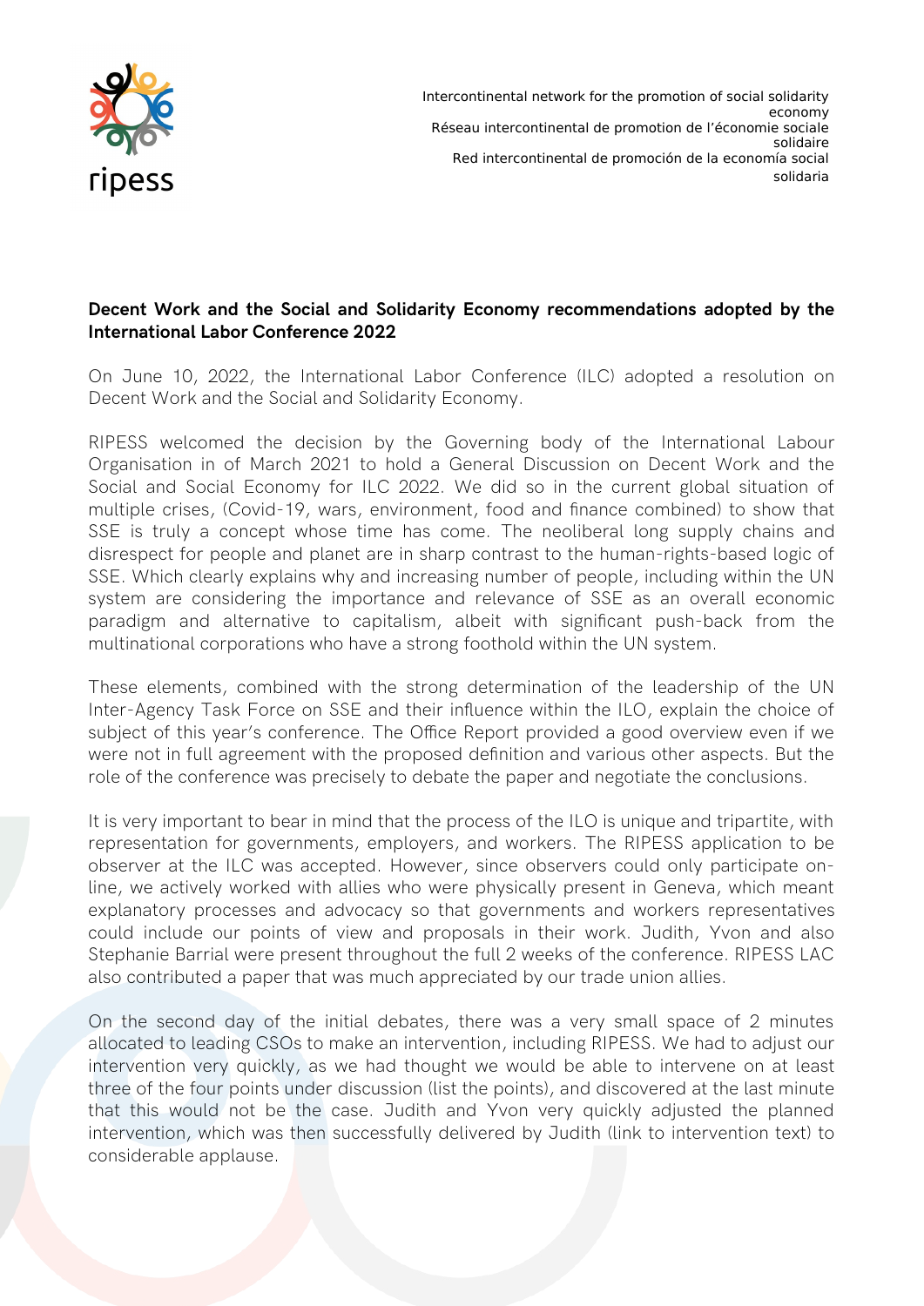ripess

Intercontinental network for the promotion of social solidarity economy
Réseau intercontinental de promotion de l'économie sociale solidaire
Red intercontinental de promoción de la economía social solidaria

**Decent Work and the Social and Solidarity Economy recommendations adopted by the International Labor Conference 2022**

On June 10, 2022, the International Labor Conference (ILC) adopted a resolution on Decent Work and the Social and Solidarity Economy.

RIPESS welcomed the decision by the Governing body of the International Labour Organisation in of March 2021 to hold a General Discussion on Decent Work and the Social and Social Economy for ILC 2022. We did so in the current global situation of multiple crises, (Covid-19, wars, environment, food and finance combined) to show that SSE is truly a concept whose time has come. The neoliberal long supply chains and disrespect for people and planet are in sharp contrast to the human-rights-based logic of SSE. Which clearly explains why and increasing number of people, including within the UN system are considering the importance and relevance of SSE as an overall economic paradigm and alternative to capitalism, albeit with significant push-back from the multinational corporations who have a strong foothold within the UN system.

These elements, combined with the strong determination of the leadership of the UN Inter-Agency Task Force on SSE and their influence within the ILO, explain the choice of subject of this year's conference. The Office Report provided a good overview even if we were not in full agreement with the proposed definition and various other aspects. But the role of the conference was precisely to debate the paper and negotiate the conclusions.

It is very important to bear in mind that the process of the ILO is unique and tripartite, with representation for governments, employers, and workers. The RIPESS application to be observer at the ILC was accepted. However, since observers could only participate on-line, we actively worked with allies who were physically present in Geneva, which meant explanatory processes and advocacy so that governments and workers representatives could include our points of view and proposals in their work. Judith, Yvon and also Stephanie Barrial were present throughout the full 2 weeks of the conference. RIPESS LAC also contributed a paper that was much appreciated by our trade union allies.

On the second day of the initial debates, there was a very small space of 2 minutes allocated to leading CSOs to make an intervention, including RIPESS. We had to adjust our intervention very quickly, as we had thought we would be able to intervene on at least three of the four points under discussion (list the points), and discovered at the last minute that this would not be the case. Judith and Yvon very quickly adjusted the planned intervention, which was then successfully delivered by Judith (link to intervention text) to considerable applause.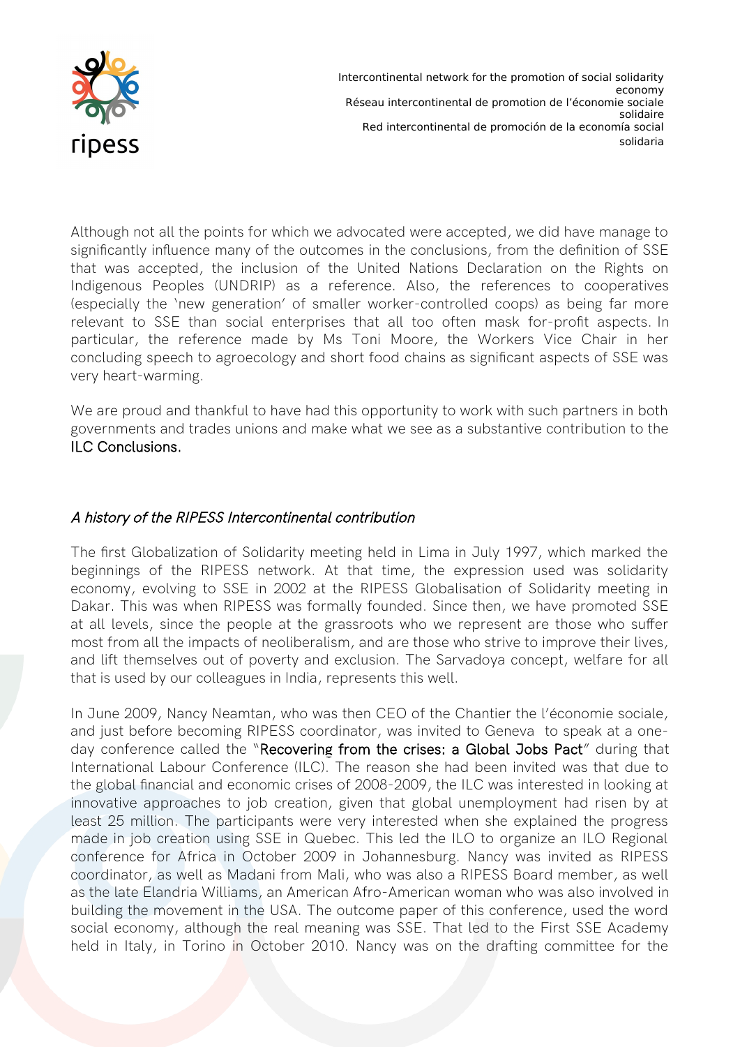Although not all the points for which we advocated were accepted, we did have manage to significantly influence many of the outcomes in the conclusions, from the definition of SSE that was accepted, the inclusion of the United Nations Declaration on the Rights on Indigenous Peoples (UNDRIP) as a reference. Also, the references to cooperatives (especially the 'new generation' of smaller worker-controlled coops) as being far more relevant to SSE than social enterprises that all too often mask for-profit aspects. In particular, the reference made by Ms Toni Moore, the Workers Vice Chair in her concluding speech to agroecology and short food chains as significant aspects of SSE was very heart-warming.

We are proud and thankful to have had this opportunity to work with such partners in both governments and trades unions and make what we see as a substantive contribution to the ILC Conclusions.

### *A history of the RIPESS Intercontinental contribution*

The first Globalization of Solidarity meeting held in Lima in July 1997, which marked the beginnings of the RIPESS network. At that time, the expression used was solidarity economy, evolving to SSE in 2002 at the RIPESS Globalisation of Solidarity meeting in Dakar. This was when RIPESS was formally founded. Since then, we have promoted SSE at all levels, since the people at the grassroots who we represent are those who suffer most from all the impacts of neoliberalism, and are those who strive to improve their lives, and lift themselves out of poverty and exclusion. The Sarvadoya concept, welfare for all that is used by our colleagues in India, represents this well.

In June 2009, Nancy Neamtan, who was then CEO of the Chantier the l'économie sociale, and just before becoming RIPESS coordinator, was invited to Geneva to speak at a one-day conference called the "Recovering from the crises: a Global Jobs Pact" during that International Labour Conference (ILC). The reason she had been invited was that due to the global financial and economic crises of 2008-2009, the ILC was interested in looking at innovative approaches to job creation, given that global unemployment had risen by at least 25 million. The participants were very interested when she explained the progress made in job creation using SSE in Quebec. This led the ILO to organize an ILO Regional conference for Africa in October 2009 in Johannesburg. Nancy was invited as RIPESS coordinator, as well as Madani from Mali, who was also a RIPESS Board member, as well as the late Elandria Williams, an American Afro-American woman who was also involved in building the movement in the USA. The outcome paper of this conference, used the word social economy, although the real meaning was SSE. That led to the First SSE Academy held in Italy, in Torino in October 2010. Nancy was on the drafting committee for the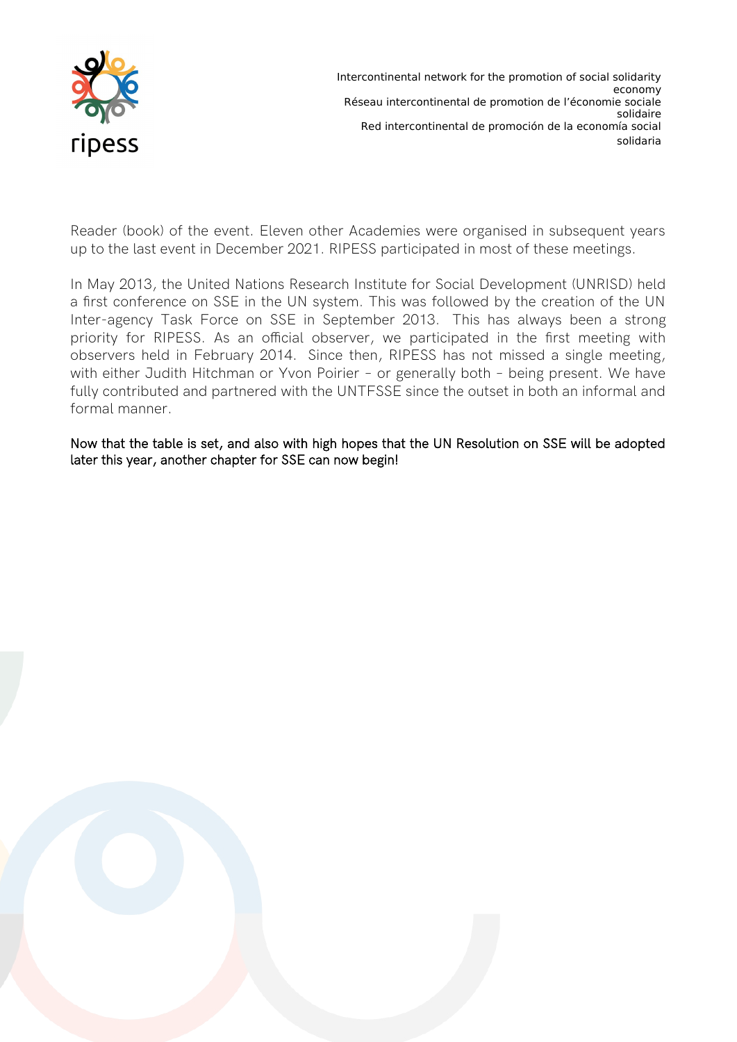Reader (book) of the event. Eleven other Academies were organised in subsequent years up to the last event in December 2021. RIPESS participated in most of these meetings.

In May 2013, the United Nations Research Institute for Social Development (UNRISD) held a first conference on SSE in the UN system. This was followed by the creation of the UN Inter-agency Task Force on SSE in September 2013. This has always been a strong priority for RIPESS. As an official observer, we participated in the first meeting with observers held in February 2014. Since then, RIPESS has not missed a single meeting, with either Judith Hitchman or Yvon Poirier – or generally both – being present. We have fully contributed and partnered with the UNTFSSE since the outset in both an informal and formal manner.

Now that the table is set, and also with high hopes that the UN Resolution on SSE will be adopted later this year, another chapter for SSE can now begin!